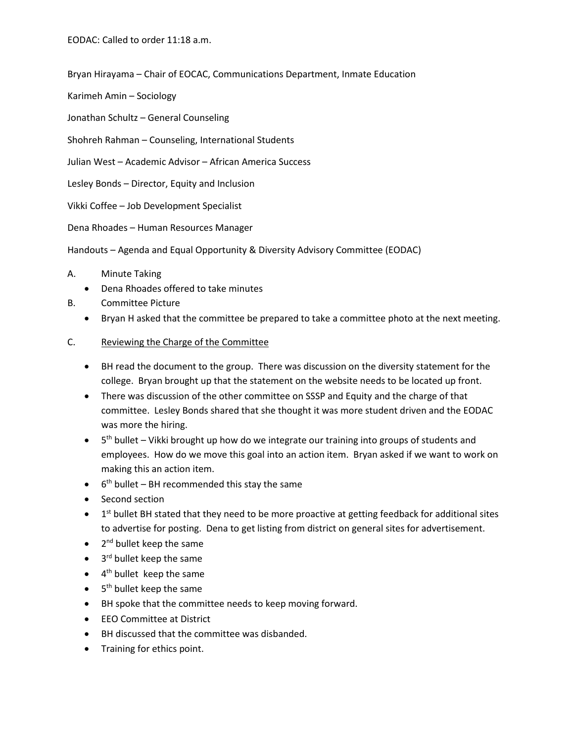EODAC: Called to order 11:18 a.m.

Bryan Hirayama – Chair of EOCAC, Communications Department, Inmate Education

Karimeh Amin – Sociology

Jonathan Schultz – General Counseling

Shohreh Rahman – Counseling, International Students

Julian West – Academic Advisor – African America Success

Lesley Bonds – Director, Equity and Inclusion

Vikki Coffee – Job Development Specialist

Dena Rhoades – Human Resources Manager

Handouts – Agenda and Equal Opportunity & Diversity Advisory Committee (EODAC)

A. Minute Taking
   - Dena Rhoades offered to take minutes

B. Committee Picture
   - Bryan H asked that the committee be prepared to take a committee photo at the next meeting.

C. Reviewing the Charge of the Committee
   - BH read the document to the group. There was discussion on the diversity statement for the college. Bryan brought up that the statement on the website needs to be located up front.
   - There was discussion of the other committee on SSSP and Equity and the charge of that committee. Lesley Bonds shared that she thought it was more student driven and the EODAC was more the hiring.
   - 5th bullet – Vikki brought up how do we integrate our training into groups of students and employees. How do we move this goal into an action item. Bryan asked if we want to work on making this an action item.
   - 6th bullet – BH recommended this stay the same
   - Second section
   - 1st bullet BH stated that they need to be more proactive at getting feedback for additional sites to advertise for posting. Dena to get listing from district on general sites for advertisement.
   - 2nd bullet keep the same
   - 3rd bullet keep the same
   - 4th bullet keep the same
   - 5th bullet keep the same
   - BH spoke that the committee needs to keep moving forward.
   - EEO Committee at District
   - BH discussed that the committee was disbanded.
   - Training for ethics point.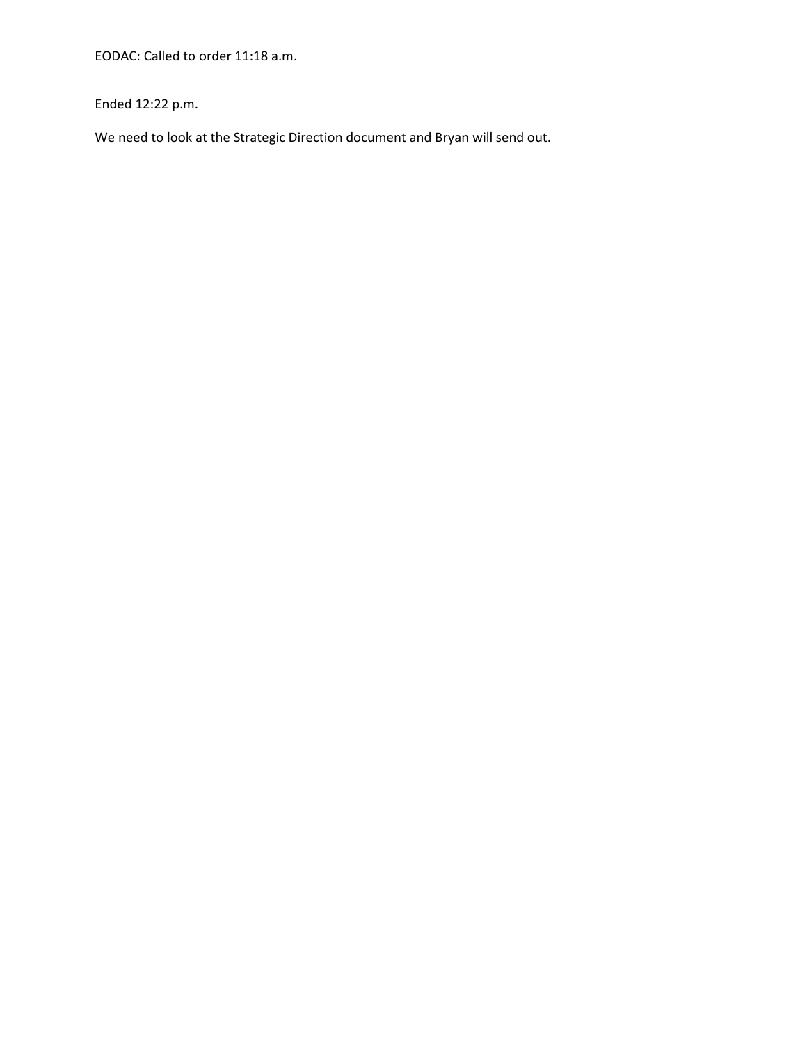EODAC: Called to order 11:18 a.m.

Ended 12:22 p.m.

We need to look at the Strategic Direction document and Bryan will send out.